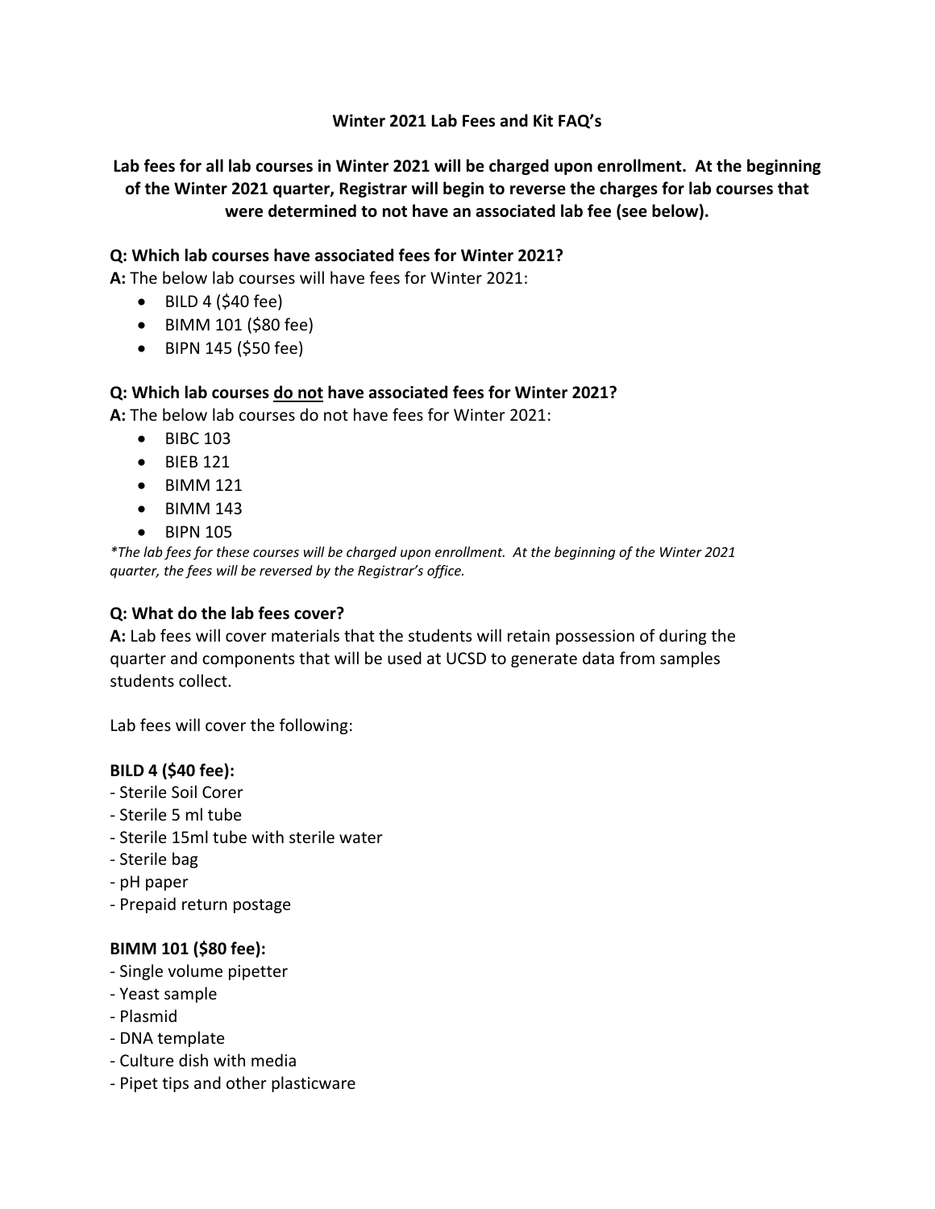# Winter 2021 Lab Fees and Kit FAQ's

**Lab fees for all lab courses in Winter 2021 will be charged upon enrollment. At the beginning of the Winter 2021 quarter, Registrar will begin to reverse the charges for lab courses that were determined to not have an associated lab fee (see below).**

### Q: Which lab courses have associated fees for Winter 2021?

**A:** The below lab courses will have fees for Winter 2021:

- BILD 4 ($40 fee)
- BIMM 101 ($80 fee)
- BIPN 145 ($50 fee)

### Q: Which lab courses <u>do not</u> have associated fees for Winter 2021?

**A:** The below lab courses do not have fees for Winter 2021:

- BIBC 103
- BIEB 121
- BIMM 121
- BIMM 143
- BIPN 105

*\*The lab fees for these courses will be charged upon enrollment. At the beginning of the Winter 2021 quarter, the fees will be reversed by the Registrar's office.*

### Q: What do the lab fees cover?

**A:** Lab fees will cover materials that the students will retain possession of during the quarter and components that will be used at UCSD to generate data from samples students collect.

Lab fees will cover the following:

**BILD 4 ($40 fee):**

- Sterile Soil Corer
- Sterile 5 ml tube
- Sterile 15ml tube with sterile water
- Sterile bag
- pH paper
- Prepaid return postage

**BIMM 101 ($80 fee):**

- Single volume pipetter
- Yeast sample
- Plasmid
- DNA template
- Culture dish with media
- Pipet tips and other plasticware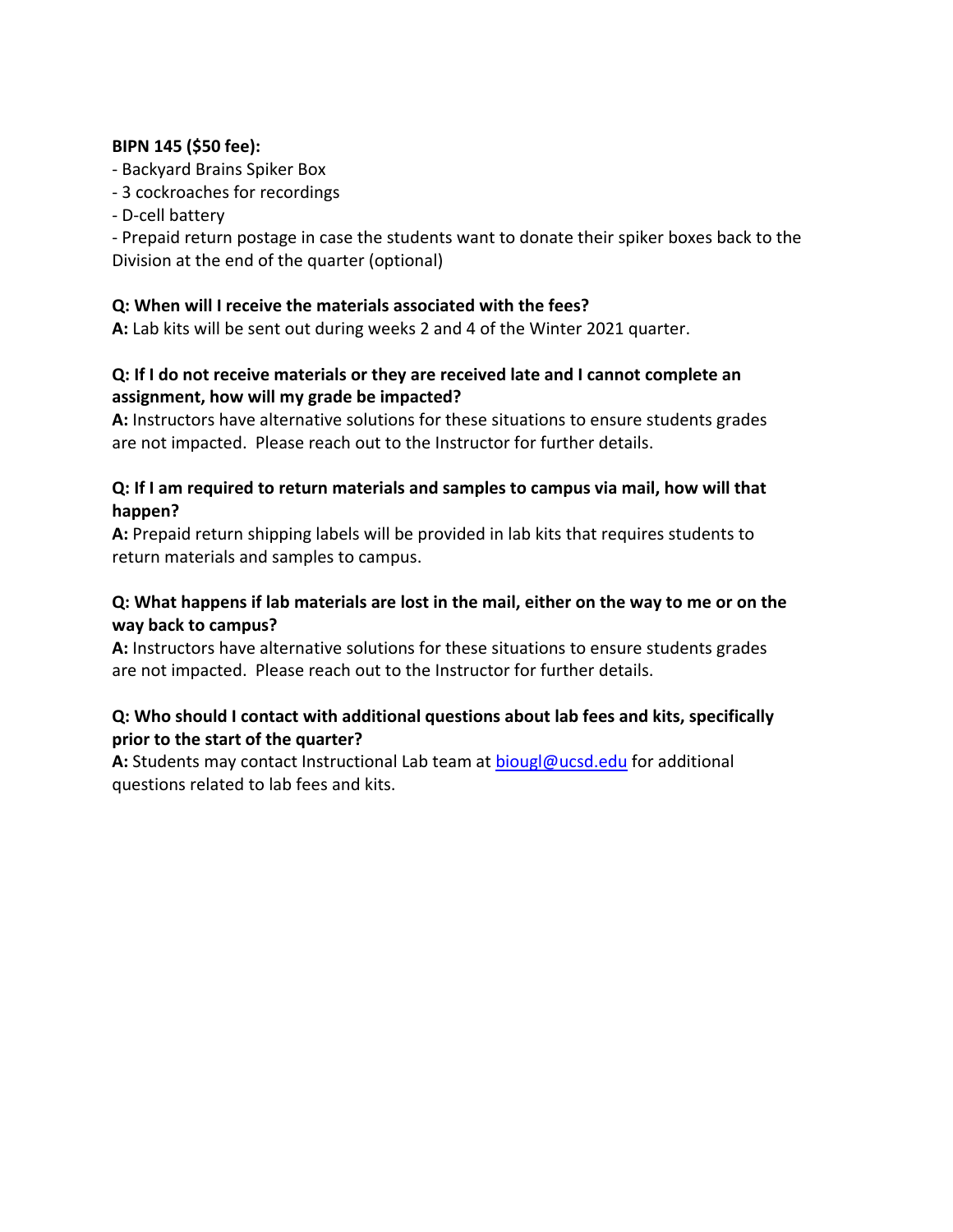**BIPN 145 ($50 fee):**

- Backyard Brains Spiker Box
- 3 cockroaches for recordings
- D-cell battery
- Prepaid return postage in case the students want to donate their spiker boxes back to the Division at the end of the quarter (optional)

**Q: When will I receive the materials associated with the fees?**
**A:** Lab kits will be sent out during weeks 2 and 4 of the Winter 2021 quarter.

**Q: If I do not receive materials or they are received late and I cannot complete an assignment, how will my grade be impacted?**
**A:** Instructors have alternative solutions for these situations to ensure students grades are not impacted. Please reach out to the Instructor for further details.

**Q: If I am required to return materials and samples to campus via mail, how will that happen?**
**A:** Prepaid return shipping labels will be provided in lab kits that requires students to return materials and samples to campus.

**Q: What happens if lab materials are lost in the mail, either on the way to me or on the way back to campus?**
**A:** Instructors have alternative solutions for these situations to ensure students grades are not impacted. Please reach out to the Instructor for further details.

**Q: Who should I contact with additional questions about lab fees and kits, specifically prior to the start of the quarter?**
**A:** Students may contact Instructional Lab team at biougl@ucsd.edu for additional questions related to lab fees and kits.